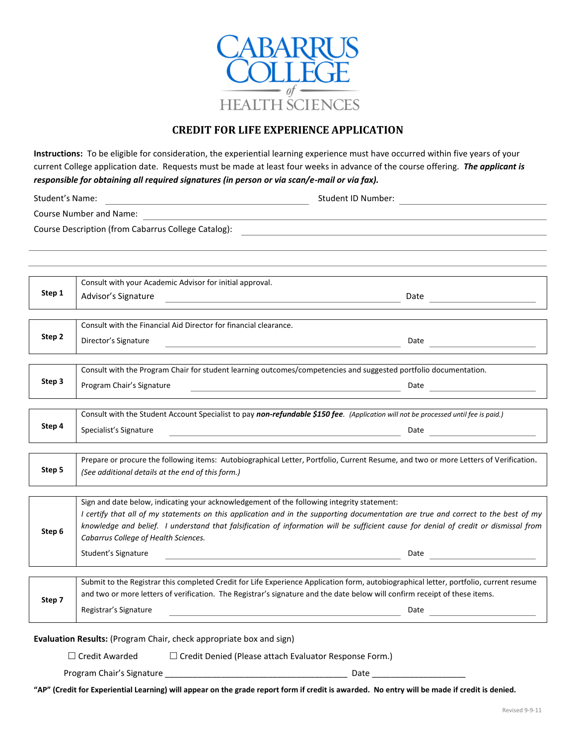# CABARRUS COLLEGE of HEALTH SCIENCES

## CREDIT FOR LIFE EXPERIENCE APPLICATION

**Instructions:** To be eligible for consideration, the experiential learning experience must have occurred within five years of your current College application date. Requests must be made at least four weeks in advance of the course offering. ***The applicant is responsible for obtaining all required signatures (in person or via scan/e-mail or via fax).***

Student's Name: ______________________ Student ID Number: ______________________

Course Number and Name: ______________________________________________

Course Description (from Cabarrus College Catalog): ______________________________

______________________________________________________________________

______________________________________________________________________

| | |
|---|---|
| **Step 1** | Consult with your Academic Advisor for initial approval.<br>Advisor's Signature ______________________ Date ______________ |
| **Step 2** | Consult with the Financial Aid Director for financial clearance.<br>Director's Signature ______________________ Date ______________ |
| **Step 3** | Consult with the Program Chair for student learning outcomes/competencies and suggested portfolio documentation.<br>Program Chair's Signature ______________________ Date ______________ |
| **Step 4** | Consult with the Student Account Specialist to pay ***non-refundable $150 fee***. *(Application will not be processed until fee is paid.)*<br>Specialist's Signature ______________________ Date ______________ |
| **Step 5** | Prepare or procure the following items: Autobiographical Letter, Portfolio, Current Resume, and two or more Letters of Verification. *(See additional details at the end of this form.)* |
| **Step 6** | Sign and date below, indicating your acknowledgement of the following integrity statement:<br>*I certify that all of my statements on this application and in the supporting documentation are true and correct to the best of my knowledge and belief. I understand that falsification of information will be sufficient cause for denial of credit or dismissal from Cabarrus College of Health Sciences.*<br>Student's Signature ______________________ Date ______________ |
| **Step 7** | Submit to the Registrar this completed Credit for Life Experience Application form, autobiographical letter, portfolio, current resume and two or more letters of verification. The Registrar's signature and the date below will confirm receipt of these items.<br>Registrar's Signature ______________________ Date ______________ |

**Evaluation Results:** (Program Chair, check appropriate box and sign)

☐ Credit Awarded ☐ Credit Denied (Please attach Evaluator Response Form.)

Program Chair's Signature ________________________________________ Date ____________________

**"AP" (Credit for Experiential Learning) will appear on the grade report form if credit is awarded. No entry will be made if credit is denied.**

Revised 9-9-11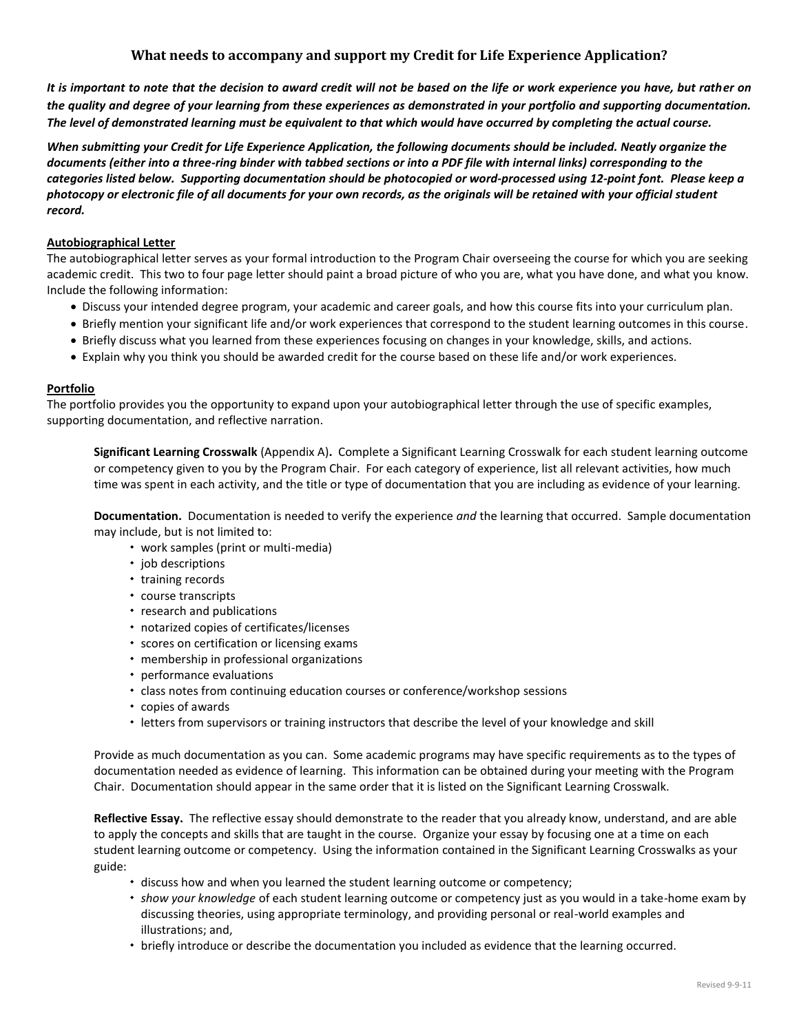## What needs to accompany and support my Credit for Life Experience Application?

***It is important to note that the decision to award credit will not be based on the life or work experience you have, but rather on the quality and degree of your learning from these experiences as demonstrated in your portfolio and supporting documentation. The level of demonstrated learning must be equivalent to that which would have occurred by completing the actual course.***

***When submitting your Credit for Life Experience Application, the following documents should be included. Neatly organize the documents (either into a three-ring binder with tabbed sections or into a PDF file with internal links) corresponding to the categories listed below. Supporting documentation should be photocopied or word-processed using 12-point font. Please keep a photocopy or electronic file of all documents for your own records, as the originals will be retained with your official student record.***

**Autobiographical Letter**

The autobiographical letter serves as your formal introduction to the Program Chair overseeing the course for which you are seeking academic credit. This two to four page letter should paint a broad picture of who you are, what you have done, and what you know. Include the following information:

- Discuss your intended degree program, your academic and career goals, and how this course fits into your curriculum plan.
- Briefly mention your significant life and/or work experiences that correspond to the student learning outcomes in this course.
- Briefly discuss what you learned from these experiences focusing on changes in your knowledge, skills, and actions.
- Explain why you think you should be awarded credit for the course based on these life and/or work experiences.

**Portfolio**

The portfolio provides you the opportunity to expand upon your autobiographical letter through the use of specific examples, supporting documentation, and reflective narration.

**Significant Learning Crosswalk** (Appendix A)**.** Complete a Significant Learning Crosswalk for each student learning outcome or competency given to you by the Program Chair. For each category of experience, list all relevant activities, how much time was spent in each activity, and the title or type of documentation that you are including as evidence of your learning.

**Documentation.** Documentation is needed to verify the experience *and* the learning that occurred. Sample documentation may include, but is not limited to:

- work samples (print or multi-media)
- job descriptions
- training records
- course transcripts
- research and publications
- notarized copies of certificates/licenses
- scores on certification or licensing exams
- membership in professional organizations
- performance evaluations
- class notes from continuing education courses or conference/workshop sessions
- copies of awards
- letters from supervisors or training instructors that describe the level of your knowledge and skill

Provide as much documentation as you can. Some academic programs may have specific requirements as to the types of documentation needed as evidence of learning. This information can be obtained during your meeting with the Program Chair. Documentation should appear in the same order that it is listed on the Significant Learning Crosswalk.

**Reflective Essay.** The reflective essay should demonstrate to the reader that you already know, understand, and are able to apply the concepts and skills that are taught in the course. Organize your essay by focusing one at a time on each student learning outcome or competency. Using the information contained in the Significant Learning Crosswalks as your guide:

- discuss how and when you learned the student learning outcome or competency;
- *show your knowledge* of each student learning outcome or competency just as you would in a take-home exam by discussing theories, using appropriate terminology, and providing personal or real-world examples and illustrations; and,
- briefly introduce or describe the documentation you included as evidence that the learning occurred.

Revised 9-9-11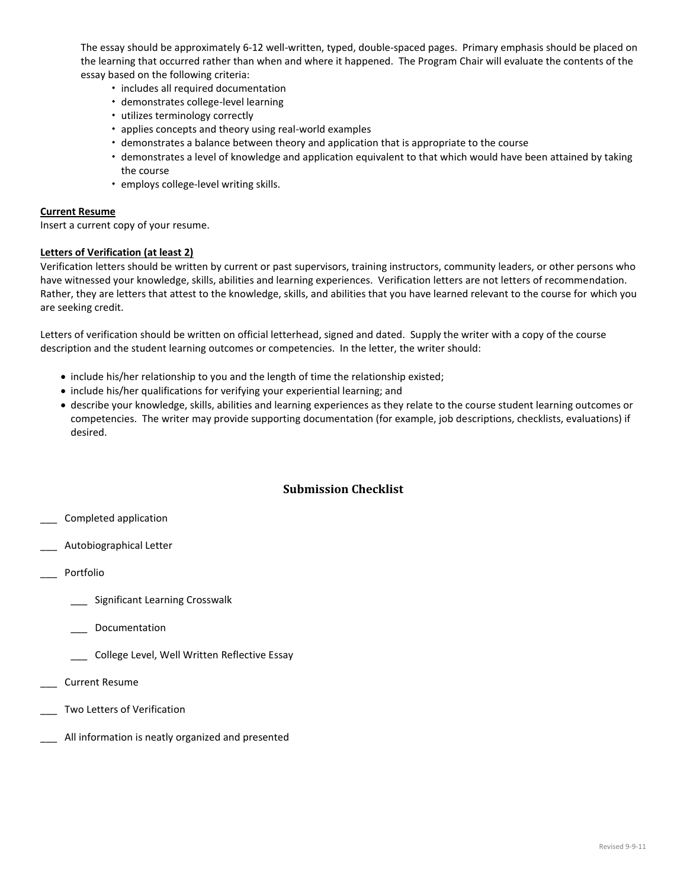The essay should be approximately 6-12 well-written, typed, double-spaced pages. Primary emphasis should be placed on the learning that occurred rather than when and where it happened. The Program Chair will evaluate the contents of the essay based on the following criteria:

- includes all required documentation
- demonstrates college-level learning
- utilizes terminology correctly
- applies concepts and theory using real-world examples
- demonstrates a balance between theory and application that is appropriate to the course
- demonstrates a level of knowledge and application equivalent to that which would have been attained by taking the course
- employs college-level writing skills.

**Current Resume**

Insert a current copy of your resume.

**Letters of Verification (at least 2)**

Verification letters should be written by current or past supervisors, training instructors, community leaders, or other persons who have witnessed your knowledge, skills, abilities and learning experiences. Verification letters are not letters of recommendation. Rather, they are letters that attest to the knowledge, skills, and abilities that you have learned relevant to the course for which you are seeking credit.

Letters of verification should be written on official letterhead, signed and dated. Supply the writer with a copy of the course description and the student learning outcomes or competencies. In the letter, the writer should:

- include his/her relationship to you and the length of time the relationship existed;
- include his/her qualifications for verifying your experiential learning; and
- describe your knowledge, skills, abilities and learning experiences as they relate to the course student learning outcomes or competencies. The writer may provide supporting documentation (for example, job descriptions, checklists, evaluations) if desired.

## Submission Checklist

___ Completed application

___ Autobiographical Letter

___ Portfolio

  ___ Significant Learning Crosswalk

  ___ Documentation

  ___ College Level, Well Written Reflective Essay

___ Current Resume

___ Two Letters of Verification

___ All information is neatly organized and presented

Revised 9-9-11